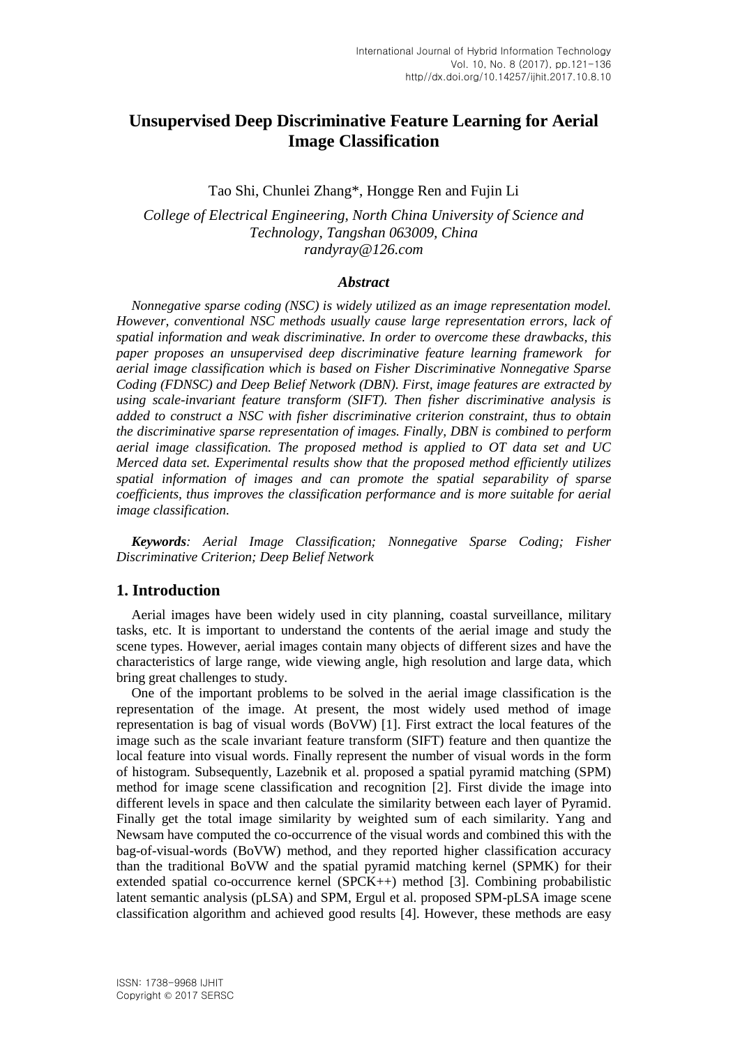# Unsupervised Deep Discriminative Feature Learning for Aerial Image Classification

Tao Shi, Chunlei Zhang*, Hongge Ren and Fujin Li

*College of Electrical Engineering, North China University of Science and Technology, Tangshan 063009, China*
*randyray@126.com*

### *Abstract*

*Nonnegative sparse coding (NSC) is widely utilized as an image representation model. However, conventional NSC methods usually cause large representation errors, lack of spatial information and weak discriminative. In order to overcome these drawbacks, this paper proposes an unsupervised deep discriminative feature learning framework for aerial image classification which is based on Fisher Discriminative Nonnegative Sparse Coding (FDNSC) and Deep Belief Network (DBN). First, image features are extracted by using scale-invariant feature transform (SIFT). Then fisher discriminative analysis is added to construct a NSC with fisher discriminative criterion constraint, thus to obtain the discriminative sparse representation of images. Finally, DBN is combined to perform aerial image classification. The proposed method is applied to OT data set and UC Merced data set. Experimental results show that the proposed method efficiently utilizes spatial information of images and can promote the spatial separability of sparse coefficients, thus improves the classification performance and is more suitable for aerial image classification.*

***Keywords**: Aerial Image Classification; Nonnegative Sparse Coding; Fisher Discriminative Criterion; Deep Belief Network*

## 1. Introduction

Aerial images have been widely used in city planning, coastal surveillance, military tasks, etc. It is important to understand the contents of the aerial image and study the scene types. However, aerial images contain many objects of different sizes and have the characteristics of large range, wide viewing angle, high resolution and large data, which bring great challenges to study.

One of the important problems to be solved in the aerial image classification is the representation of the image. At present, the most widely used method of image representation is bag of visual words (BoVW) [1]. First extract the local features of the image such as the scale invariant feature transform (SIFT) feature and then quantize the local feature into visual words. Finally represent the number of visual words in the form of histogram. Subsequently, Lazebnik et al. proposed a spatial pyramid matching (SPM) method for image scene classification and recognition [2]. First divide the image into different levels in space and then calculate the similarity between each layer of Pyramid. Finally get the total image similarity by weighted sum of each similarity. Yang and Newsam have computed the co-occurrence of the visual words and combined this with the bag-of-visual-words (BoVW) method, and they reported higher classification accuracy than the traditional BoVW and the spatial pyramid matching kernel (SPMK) for their extended spatial co-occurrence kernel (SPCK++) method [3]. Combining probabilistic latent semantic analysis (pLSA) and SPM, Ergul et al. proposed SPM-pLSA image scene classification algorithm and achieved good results [4]. However, these methods are easy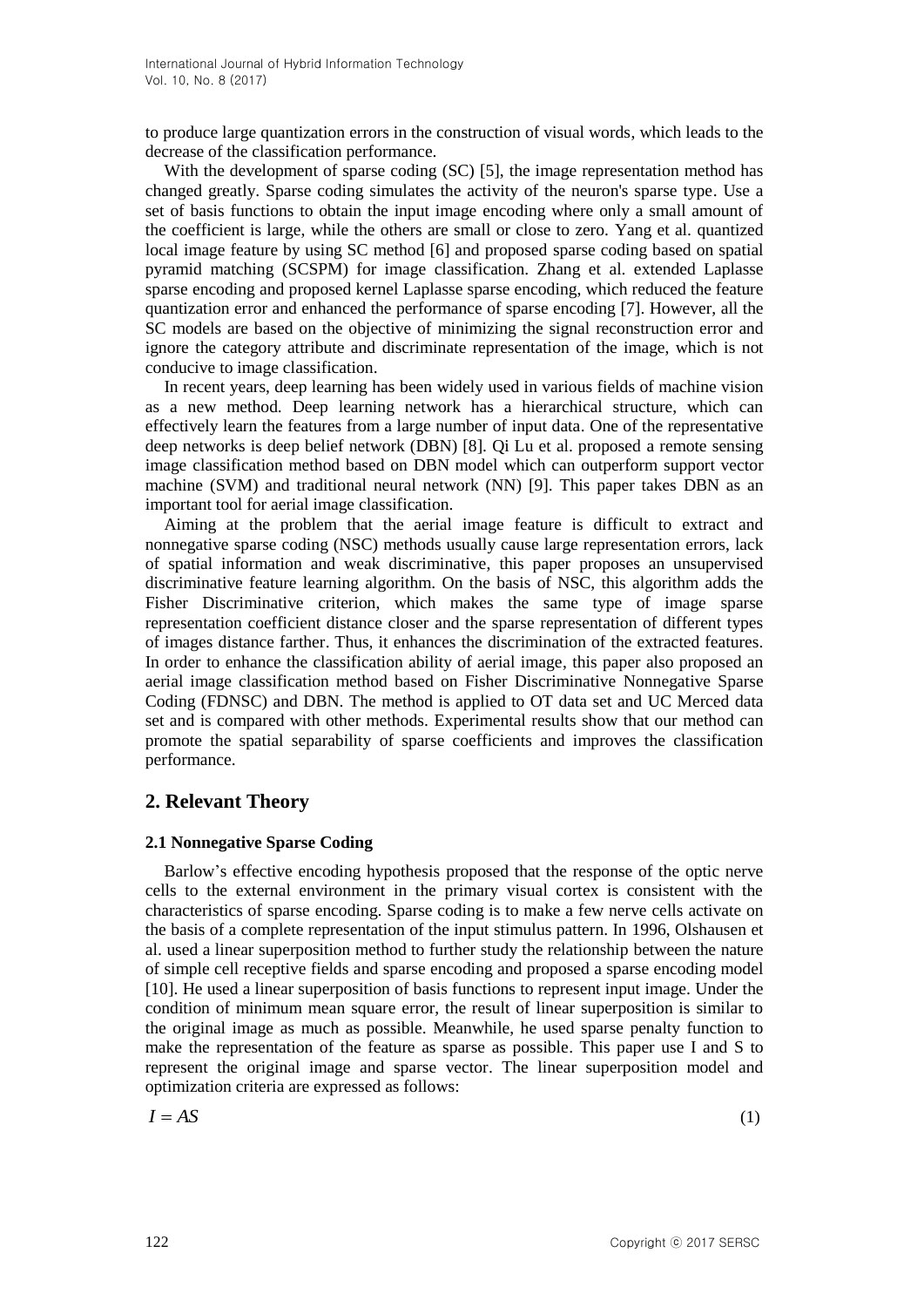to produce large quantization errors in the construction of visual words, which leads to the decrease of the classification performance.

With the development of sparse coding (SC) [5], the image representation method has changed greatly. Sparse coding simulates the activity of the neuron's sparse type. Use a set of basis functions to obtain the input image encoding where only a small amount of the coefficient is large, while the others are small or close to zero. Yang et al. quantized local image feature by using SC method [6] and proposed sparse coding based on spatial pyramid matching (SCSPM) for image classification. Zhang et al. extended Laplasse sparse encoding and proposed kernel Laplasse sparse encoding, which reduced the feature quantization error and enhanced the performance of sparse encoding [7]. However, all the SC models are based on the objective of minimizing the signal reconstruction error and ignore the category attribute and discriminate representation of the image, which is not conducive to image classification.

In recent years, deep learning has been widely used in various fields of machine vision as a new method. Deep learning network has a hierarchical structure, which can effectively learn the features from a large number of input data. One of the representative deep networks is deep belief network (DBN) [8]. Qi Lu et al. proposed a remote sensing image classification method based on DBN model which can outperform support vector machine (SVM) and traditional neural network (NN) [9]. This paper takes DBN as an important tool for aerial image classification.

Aiming at the problem that the aerial image feature is difficult to extract and nonnegative sparse coding (NSC) methods usually cause large representation errors, lack of spatial information and weak discriminative, this paper proposes an unsupervised discriminative feature learning algorithm. On the basis of NSC, this algorithm adds the Fisher Discriminative criterion, which makes the same type of image sparse representation coefficient distance closer and the sparse representation of different types of images distance farther. Thus, it enhances the discrimination of the extracted features. In order to enhance the classification ability of aerial image, this paper also proposed an aerial image classification method based on Fisher Discriminative Nonnegative Sparse Coding (FDNSC) and DBN. The method is applied to OT data set and UC Merced data set and is compared with other methods. Experimental results show that our method can promote the spatial separability of sparse coefficients and improves the classification performance.

## 2. Relevant Theory

### 2.1 Nonnegative Sparse Coding

Barlow's effective encoding hypothesis proposed that the response of the optic nerve cells to the external environment in the primary visual cortex is consistent with the characteristics of sparse encoding. Sparse coding is to make a few nerve cells activate on the basis of a complete representation of the input stimulus pattern. In 1996, Olshausen et al. used a linear superposition method to further study the relationship between the nature of simple cell receptive fields and sparse encoding and proposed a sparse encoding model [10]. He used a linear superposition of basis functions to represent input image. Under the condition of minimum mean square error, the result of linear superposition is similar to the original image as much as possible. Meanwhile, he used sparse penalty function to make the representation of the feature as sparse as possible. This paper use I and S to represent the original image and sparse vector. The linear superposition model and optimization criteria are expressed as follows:

$$I = AS \tag{1}$$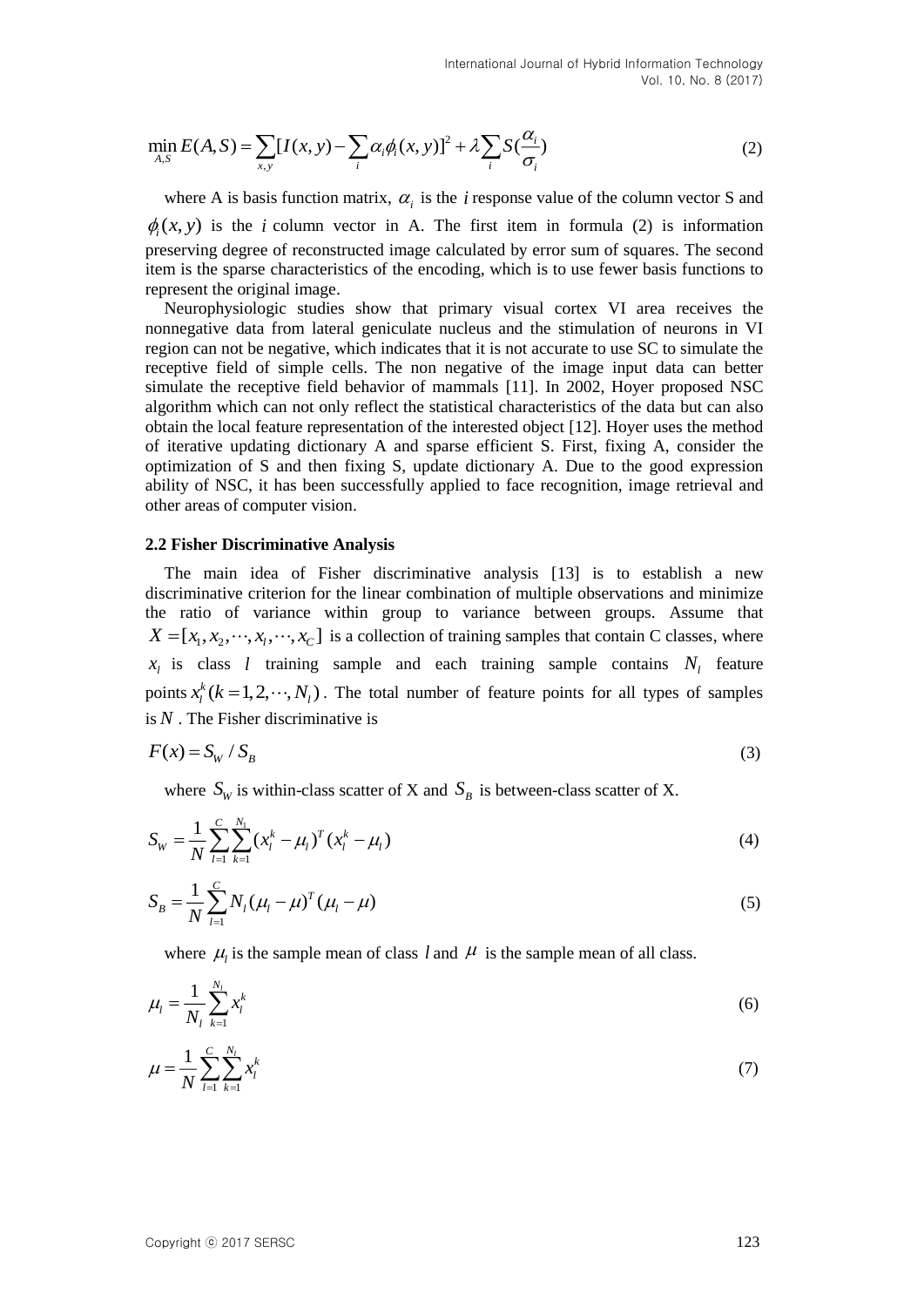$$\min_{A,S} E(A,S) = \sum_{x,y}[I(x,y) - \sum_i \alpha_i \phi_i(x,y)]^2 + \lambda \sum_i S(\frac{\alpha_i}{\sigma_i}) \tag{2}$$

where A is basis function matrix, $\alpha_i$ is the $i$ response value of the column vector S and $\phi_i(x,y)$ is the $i$ column vector in A. The first item in formula (2) is information preserving degree of reconstructed image calculated by error sum of squares. The second item is the sparse characteristics of the encoding, which is to use fewer basis functions to represent the original image.

Neurophysiologic studies show that primary visual cortex VI area receives the nonnegative data from lateral geniculate nucleus and the stimulation of neurons in VI region can not be negative, which indicates that it is not accurate to use SC to simulate the receptive field of simple cells. The non negative of the image input data can better simulate the receptive field behavior of mammals [11]. In 2002, Hoyer proposed NSC algorithm which can not only reflect the statistical characteristics of the data but can also obtain the local feature representation of the interested object [12]. Hoyer uses the method of iterative updating dictionary A and sparse efficient S. First, fixing A, consider the optimization of S and then fixing S, update dictionary A. Due to the good expression ability of NSC, it has been successfully applied to face recognition, image retrieval and other areas of computer vision.

### 2.2 Fisher Discriminative Analysis

The main idea of Fisher discriminative analysis [13] is to establish a new discriminative criterion for the linear combination of multiple observations and minimize the ratio of variance within group to variance between groups. Assume that $X = [x_1, x_2, \cdots, x_l, \cdots, x_C]$ is a collection of training samples that contain C classes, where $x_l$ is class $l$ training sample and each training sample contains $N_l$ feature points $x_l^k (k = 1, 2, \cdots, N_l)$. The total number of feature points for all types of samples is $N$. The Fisher discriminative is

$$F(x) = S_W / S_B \tag{3}$$

where $S_W$ is within-class scatter of X and $S_B$ is between-class scatter of X.

$$S_W = \frac{1}{N} \sum_{l=1}^{C} \sum_{k=1}^{N_1} (x_l^k - \mu_l)^T (x_l^k - \mu_l) \tag{4}$$

$$S_B = \frac{1}{N} \sum_{l=1}^{C} N_l (\mu_l - \mu)^T (\mu_l - \mu) \tag{5}$$

where $\mu_l$ is the sample mean of class $l$ and $\mu$ is the sample mean of all class.

$$\mu_l = \frac{1}{N_l} \sum_{k=1}^{N_l} x_l^k \tag{6}$$

$$\mu = \frac{1}{N} \sum_{l=1}^{C} \sum_{k=1}^{N_l} x_l^k \tag{7}$$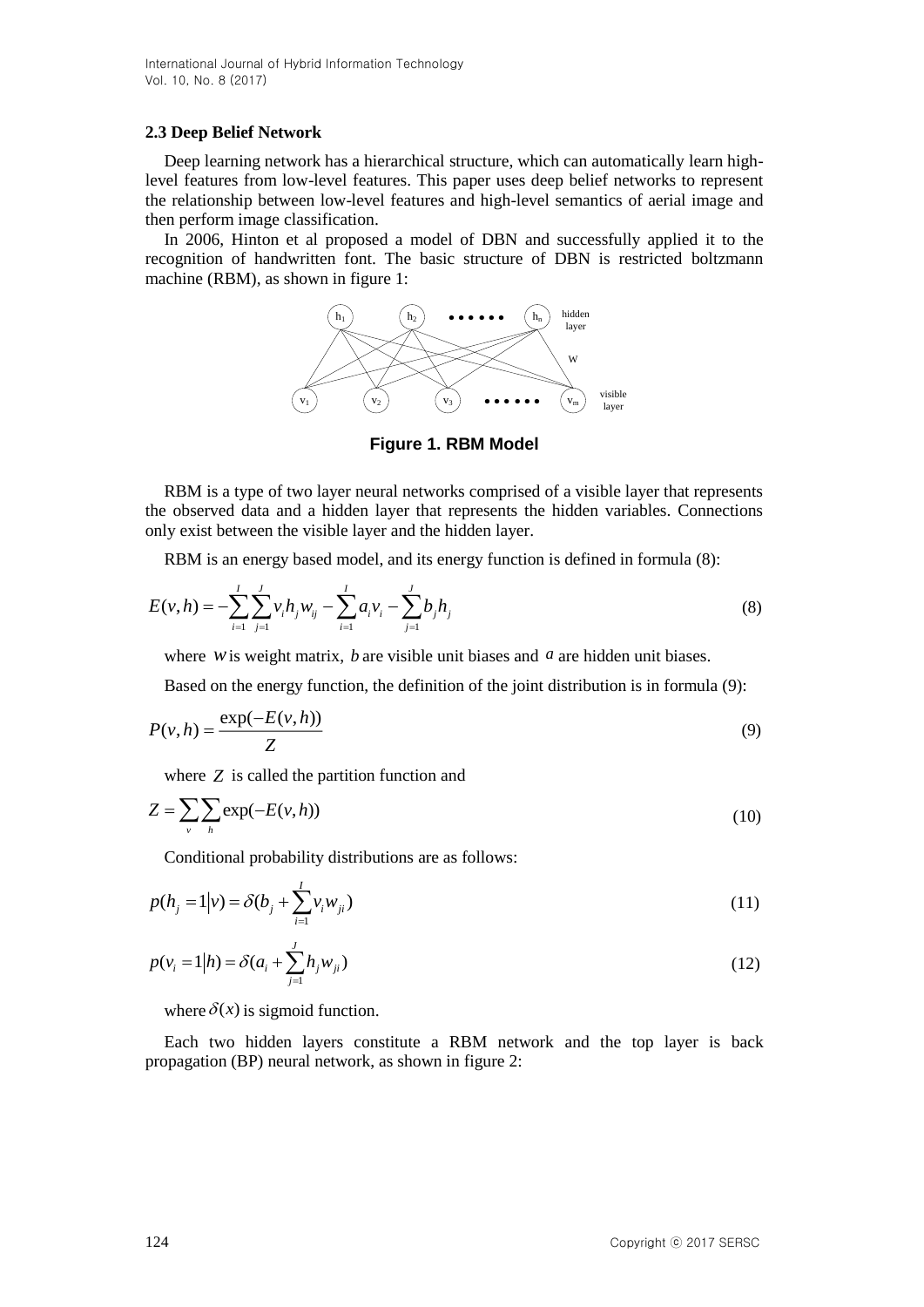### 2.3 Deep Belief Network

Deep learning network has a hierarchical structure, which can automatically learn high-level features from low-level features. This paper uses deep belief networks to represent the relationship between low-level features and high-level semantics of aerial image and then perform image classification.

In 2006, Hinton et al proposed a model of DBN and successfully applied it to the recognition of handwritten font. The basic structure of DBN is restricted boltzmann machine (RBM), as shown in figure 1:

**Figure 1. RBM Model**

RBM is a type of two layer neural networks comprised of a visible layer that represents the observed data and a hidden layer that represents the hidden variables. Connections only exist between the visible layer and the hidden layer.

RBM is an energy based model, and its energy function is defined in formula (8):

$$E(v,h) = -\sum_{i=1}^{I}\sum_{j=1}^{J} v_i h_j w_{ij} - \sum_{i=1}^{I} a_i v_i - \sum_{j=1}^{J} b_j h_j \tag{8}$$

where $w$ is weight matrix, $b$ are visible unit biases and $a$ are hidden unit biases.

Based on the energy function, the definition of the joint distribution is in formula (9):

$$P(v,h) = \frac{\exp(-E(v,h))}{Z} \tag{9}$$

where $Z$ is called the partition function and

$$Z = \sum_{v}\sum_{h} \exp(-E(v,h)) \tag{10}$$

Conditional probability distributions are as follows:

$$p(h_j = 1|v) = \delta(b_j + \sum_{i=1}^{I} v_i w_{ji}) \tag{11}$$

$$p(v_i = 1|h) = \delta(a_i + \sum_{j=1}^{J} h_j w_{ji}) \tag{12}$$

where $\delta(x)$ is sigmoid function.

Each two hidden layers constitute a RBM network and the top layer is back propagation (BP) neural network, as shown in figure 2: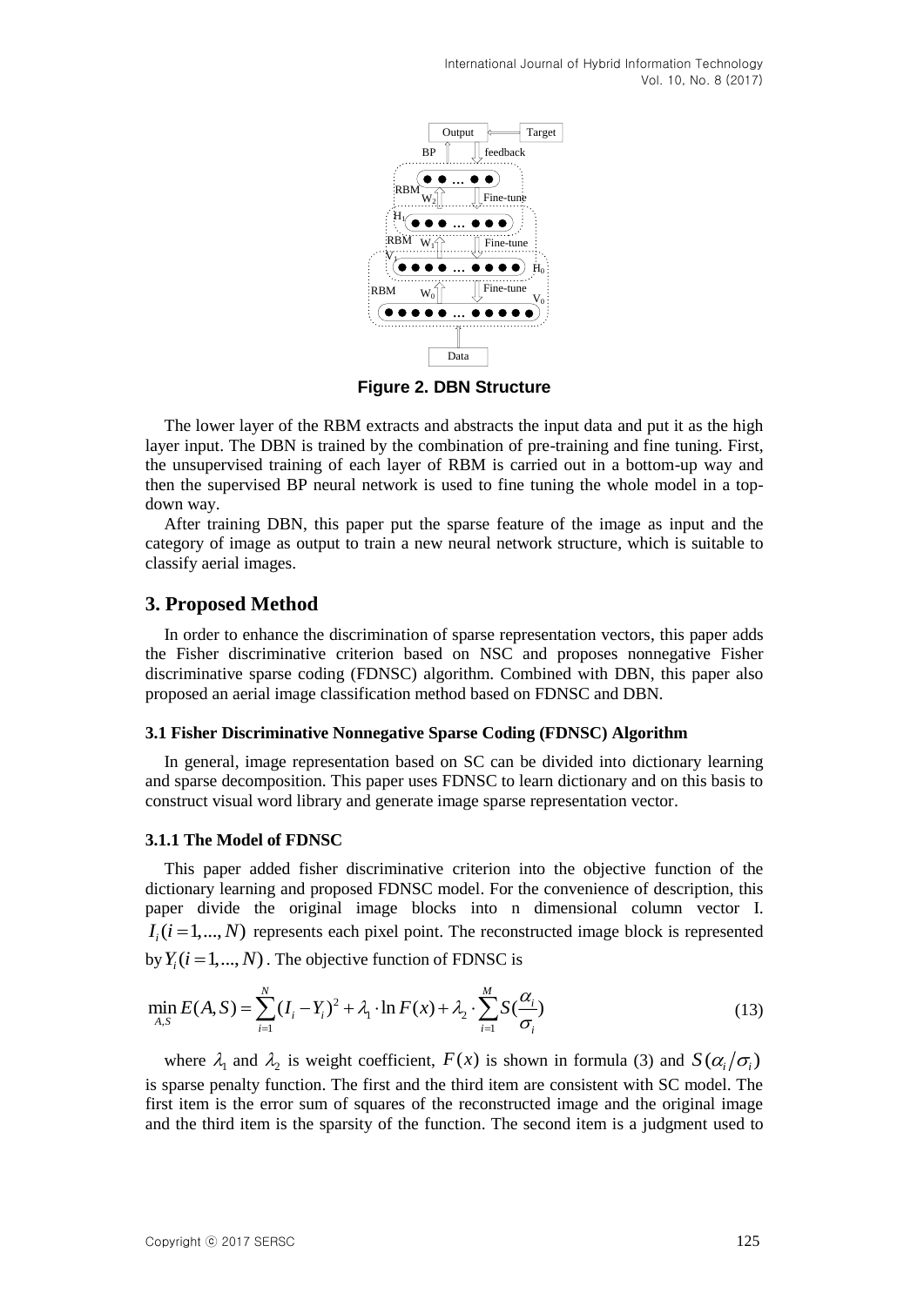Figure 2. DBN Structure

The lower layer of the RBM extracts and abstracts the input data and put it as the high layer input. The DBN is trained by the combination of pre-training and fine tuning. First, the unsupervised training of each layer of RBM is carried out in a bottom-up way and then the supervised BP neural network is used to fine tuning the whole model in a top-down way.

After training DBN, this paper put the sparse feature of the image as input and the category of image as output to train a new neural network structure, which is suitable to classify aerial images.

## 3. Proposed Method

In order to enhance the discrimination of sparse representation vectors, this paper adds the Fisher discriminative criterion based on NSC and proposes nonnegative Fisher discriminative sparse coding (FDNSC) algorithm. Combined with DBN, this paper also proposed an aerial image classification method based on FDNSC and DBN.

### 3.1 Fisher Discriminative Nonnegative Sparse Coding (FDNSC) Algorithm

In general, image representation based on SC can be divided into dictionary learning and sparse decomposition. This paper uses FDNSC to learn dictionary and on this basis to construct visual word library and generate image sparse representation vector.

#### 3.1.1 The Model of FDNSC

This paper added fisher discriminative criterion into the objective function of the dictionary learning and proposed FDNSC model. For the convenience of description, this paper divide the original image blocks into n dimensional column vector I. $I_i(i=1,...,N)$ represents each pixel point. The reconstructed image block is represented by $Y_i(i=1,...,N)$. The objective function of FDNSC is

$$\min_{A,S} E(A,S) = \sum_{i=1}^{N}(I_i - Y_i)^2 + \lambda_1 \cdot \ln F(x) + \lambda_2 \cdot \sum_{i=1}^{M} S(\frac{\alpha_i}{\sigma_i}) \tag{13}$$

where $\lambda_1$ and $\lambda_2$ is weight coefficient, $F(x)$ is shown in formula (3) and $S(\alpha_i/\sigma_i)$ is sparse penalty function. The first and the third item are consistent with SC model. The first item is the error sum of squares of the reconstructed image and the original image and the third item is the sparsity of the function. The second item is a judgment used to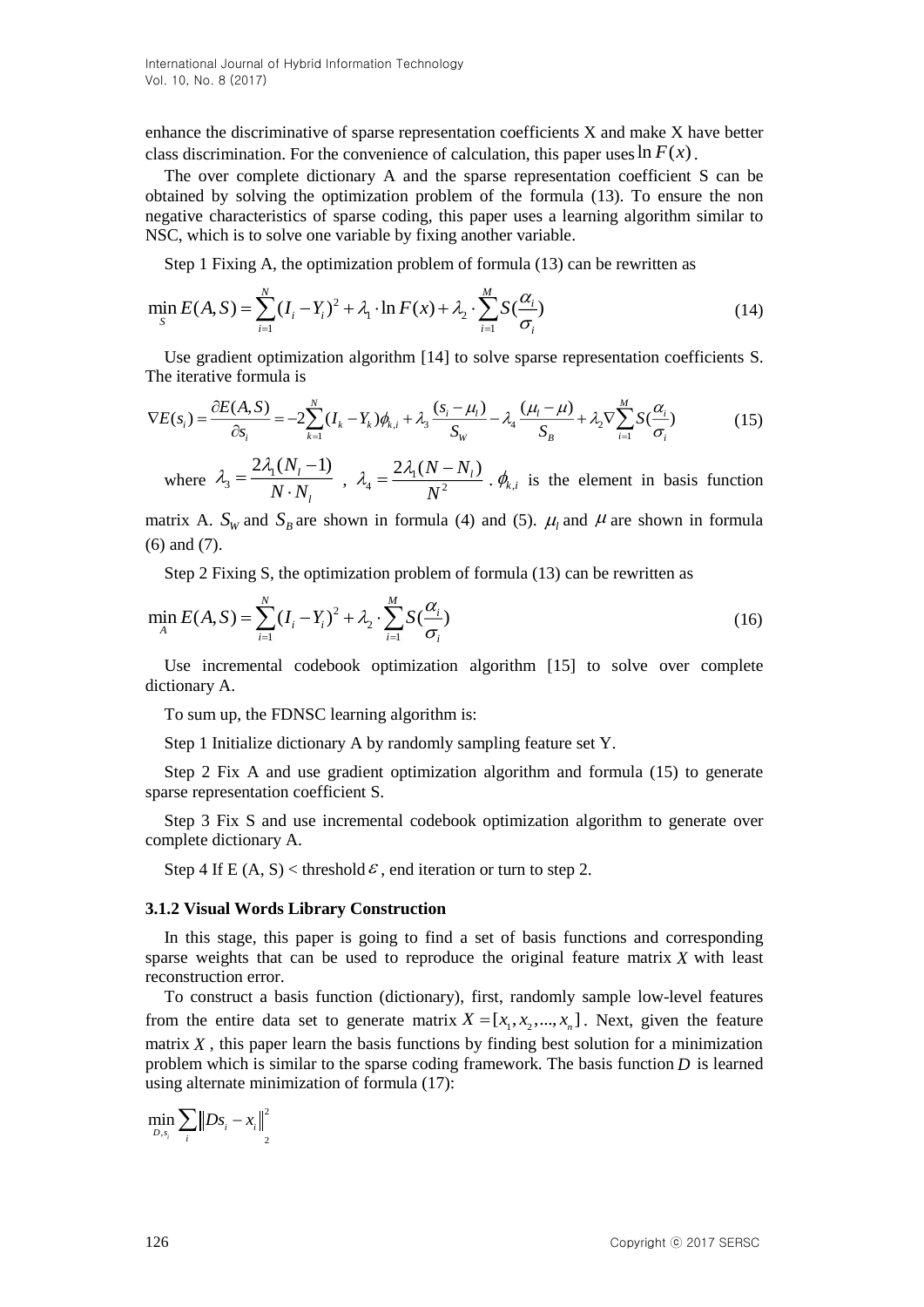enhance the discriminative of sparse representation coefficients X and make X have better class discrimination. For the convenience of calculation, this paper uses $\ln F(x)$.

The over complete dictionary A and the sparse representation coefficient S can be obtained by solving the optimization problem of the formula (13). To ensure the non negative characteristics of sparse coding, this paper uses a learning algorithm similar to NSC, which is to solve one variable by fixing another variable.

Step 1 Fixing A, the optimization problem of formula (13) can be rewritten as

$$\min_{S} E(A,S) = \sum_{i=1}^{N}(I_i - Y_i)^2 + \lambda_1 \cdot \ln F(x) + \lambda_2 \cdot \sum_{i=1}^{M} S(\frac{\alpha_i}{\sigma_i}) \tag{14}$$

Use gradient optimization algorithm [14] to solve sparse representation coefficients S. The iterative formula is

$$\nabla E(s_i) = \frac{\partial E(A,S)}{\partial s_i} = -2\sum_{k=1}^{N}(I_k - Y_k)\phi_{k,i} + \lambda_3 \frac{(s_i - \mu_l)}{S_W} - \lambda_4 \frac{(\mu_l - \mu)}{S_B} + \lambda_2 \nabla \sum_{i=1}^{M} S(\frac{\alpha_i}{\sigma_i}) \tag{15}$$

where $\lambda_3 = \frac{2\lambda_1(N_l - 1)}{N \cdot N_l}$ , $\lambda_4 = \frac{2\lambda_1(N - N_l)}{N^2}$ . $\phi_{k,i}$ is the element in basis function matrix A. $S_W$ and $S_B$ are shown in formula (4) and (5). $\mu_l$ and $\mu$ are shown in formula (6) and (7).

Step 2 Fixing S, the optimization problem of formula (13) can be rewritten as

$$\min_{A} E(A,S) = \sum_{i=1}^{N}(I_i - Y_i)^2 + \lambda_2 \cdot \sum_{i=1}^{M} S(\frac{\alpha_i}{\sigma_i}) \tag{16}$$

Use incremental codebook optimization algorithm [15] to solve over complete dictionary A.

To sum up, the FDNSC learning algorithm is:

Step 1 Initialize dictionary A by randomly sampling feature set Y.

Step 2 Fix A and use gradient optimization algorithm and formula (15) to generate sparse representation coefficient S.

Step 3 Fix S and use incremental codebook optimization algorithm to generate over complete dictionary A.

Step 4 If E (A, S) < threshold $\varepsilon$, end iteration or turn to step 2.

### 3.1.2 Visual Words Library Construction

In this stage, this paper is going to find a set of basis functions and corresponding sparse weights that can be used to reproduce the original feature matrix $X$ with least reconstruction error.

To construct a basis function (dictionary), first, randomly sample low-level features from the entire data set to generate matrix $X = [x_1, x_2, ..., x_n]$. Next, given the feature matrix $X$, this paper learn the basis functions by finding best solution for a minimization problem which is similar to the sparse coding framework. The basis function $D$ is learned using alternate minimization of formula (17):

$$\min_{D,s_i} \sum_i \|Ds_i - x_i\|_2^2$$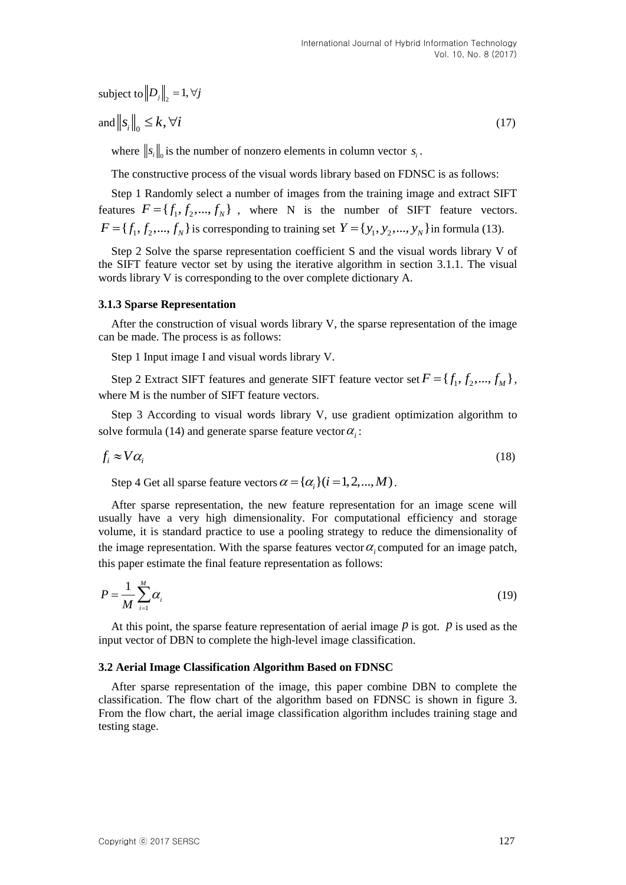subject to $\|D_j\|_2 = 1, \forall j$

$$\text{and} \|s_i\|_0 \le k, \forall i \tag{17}$$

where $\|s_i\|_0$ is the number of nonzero elements in column vector $s_i$.

The constructive process of the visual words library based on FDNSC is as follows:

Step 1 Randomly select a number of images from the training image and extract SIFT features $F = \{f_1, f_2, ..., f_N\}$, where N is the number of SIFT feature vectors. $F = \{f_1, f_2, ..., f_N\}$ is corresponding to training set $Y = \{y_1, y_2, ..., y_N\}$ in formula (13).

Step 2 Solve the sparse representation coefficient S and the visual words library V of the SIFT feature vector set by using the iterative algorithm in section 3.1.1. The visual words library V is corresponding to the over complete dictionary A.

### 3.1.3 Sparse Representation

After the construction of visual words library V, the sparse representation of the image can be made. The process is as follows:

Step 1 Input image I and visual words library V.

Step 2 Extract SIFT features and generate SIFT feature vector set $F = \{f_1, f_2, ..., f_M\}$, where M is the number of SIFT feature vectors.

Step 3 According to visual words library V, use gradient optimization algorithm to solve formula (14) and generate sparse feature vector $\alpha_i$:

$$f_i \approx V\alpha_i \tag{18}$$

Step 4 Get all sparse feature vectors $\alpha = \{\alpha_i\}(i = 1, 2, ..., M)$.

After sparse representation, the new feature representation for an image scene will usually have a very high dimensionality. For computational efficiency and storage volume, it is standard practice to use a pooling strategy to reduce the dimensionality of the image representation. With the sparse features vector $\alpha_i$ computed for an image patch, this paper estimate the final feature representation as follows:

$$P = \frac{1}{M}\sum_{i=1}^{M}\alpha_i \tag{19}$$

At this point, the sparse feature representation of aerial image $p$ is got. $p$ is used as the input vector of DBN to complete the high-level image classification.

## 3.2 Aerial Image Classification Algorithm Based on FDNSC

After sparse representation of the image, this paper combine DBN to complete the classification. The flow chart of the algorithm based on FDNSC is shown in figure 3. From the flow chart, the aerial image classification algorithm includes training stage and testing stage.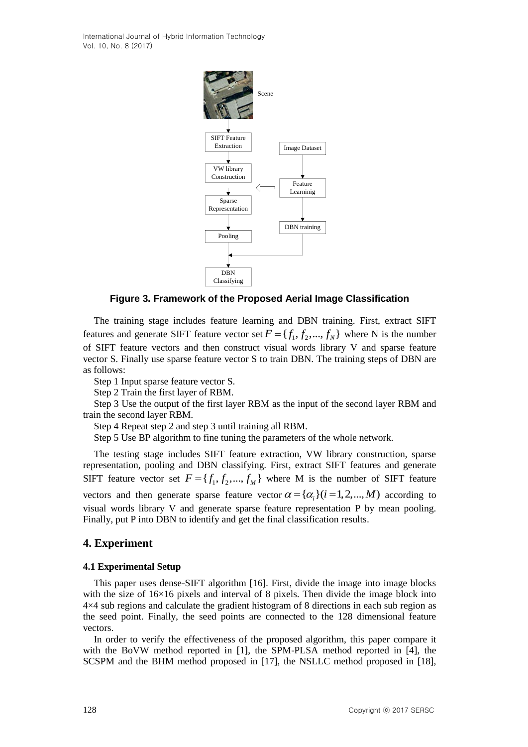**Figure 3. Framework of the Proposed Aerial Image Classification**

The training stage includes feature learning and DBN training. First, extract SIFT features and generate SIFT feature vector set $F = \{f_1, f_2, ..., f_N\}$ where N is the number of SIFT feature vectors and then construct visual words library V and sparse feature vector S. Finally use sparse feature vector S to train DBN. The training steps of DBN are as follows:

Step 1 Input sparse feature vector S.

Step 2 Train the first layer of RBM.

Step 3 Use the output of the first layer RBM as the input of the second layer RBM and train the second layer RBM.

Step 4 Repeat step 2 and step 3 until training all RBM.

Step 5 Use BP algorithm to fine tuning the parameters of the whole network.

The testing stage includes SIFT feature extraction, VW library construction, sparse representation, pooling and DBN classifying. First, extract SIFT features and generate SIFT feature vector set $F = \{f_1, f_2, ..., f_M\}$ where M is the number of SIFT feature vectors and then generate sparse feature vector $\alpha = \{\alpha_i\}(i = 1, 2, ..., M)$ according to visual words library V and generate sparse feature representation P by mean pooling. Finally, put P into DBN to identify and get the final classification results.

## 4. Experiment

### 4.1 Experimental Setup

This paper uses dense-SIFT algorithm [16]. First, divide the image into image blocks with the size of 16×16 pixels and interval of 8 pixels. Then divide the image block into 4×4 sub regions and calculate the gradient histogram of 8 directions in each sub region as the seed point. Finally, the seed points are connected to the 128 dimensional feature vectors.

In order to verify the effectiveness of the proposed algorithm, this paper compare it with the BoVW method reported in [1], the SPM-PLSA method reported in [4], the SCSPM and the BHM method proposed in [17], the NSLLC method proposed in [18],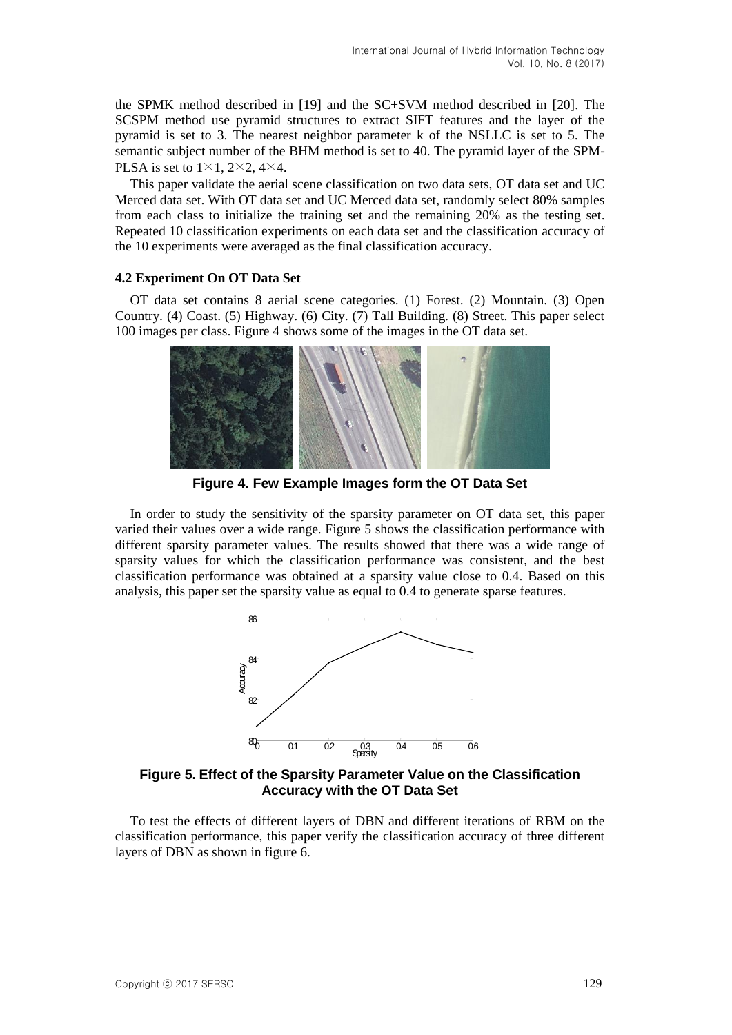the SPMK method described in [19] and the SC+SVM method described in [20]. The SCSPM method use pyramid structures to extract SIFT features and the layer of the pyramid is set to 3. The nearest neighbor parameter k of the NSLLC is set to 5. The semantic subject number of the BHM method is set to 40. The pyramid layer of the SPM-PLSA is set to $1\times1$, $2\times2$, $4\times4$.

This paper validate the aerial scene classification on two data sets, OT data set and UC Merced data set. With OT data set and UC Merced data set, randomly select 80% samples from each class to initialize the training set and the remaining 20% as the testing set. Repeated 10 classification experiments on each data set and the classification accuracy of the 10 experiments were averaged as the final classification accuracy.

### 4.2 Experiment On OT Data Set

OT data set contains 8 aerial scene categories. (1) Forest. (2) Mountain. (3) Open Country. (4) Coast. (5) Highway. (6) City. (7) Tall Building. (8) Street. This paper select 100 images per class. Figure 4 shows some of the images in the OT data set.

**Figure 4. Few Example Images form the OT Data Set**

In order to study the sensitivity of the sparsity parameter on OT data set, this paper varied their values over a wide range. Figure 5 shows the classification performance with different sparsity parameter values. The results showed that there was a wide range of sparsity values for which the classification performance was consistent, and the best classification performance was obtained at a sparsity value close to 0.4. Based on this analysis, this paper set the sparsity value as equal to 0.4 to generate sparse features.

**Figure 5. Effect of the Sparsity Parameter Value on the Classification Accuracy with the OT Data Set**

To test the effects of different layers of DBN and different iterations of RBM on the classification performance, this paper verify the classification accuracy of three different layers of DBN as shown in figure 6.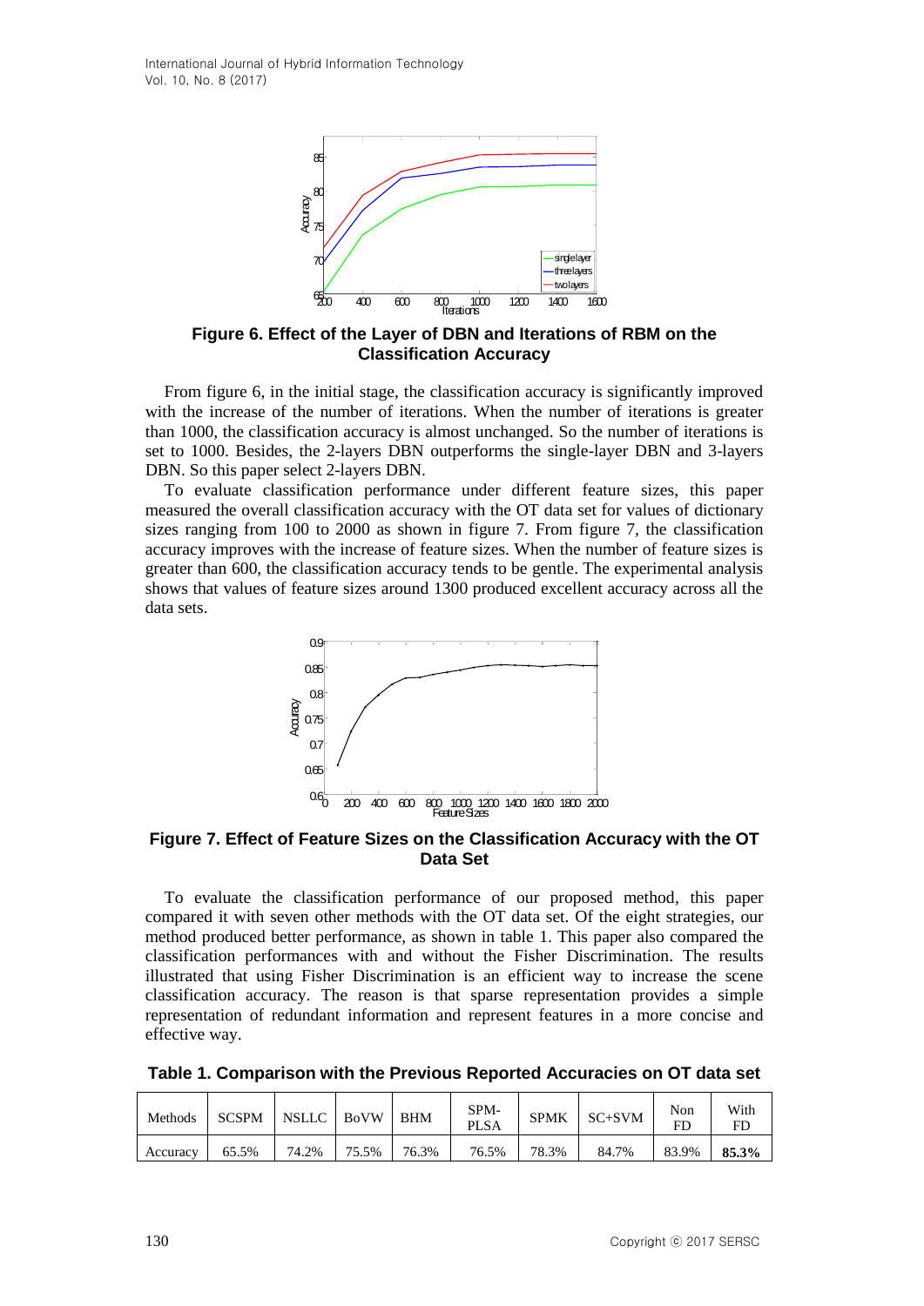**Figure 6. Effect of the Layer of DBN and Iterations of RBM on the Classification Accuracy**

From figure 6, in the initial stage, the classification accuracy is significantly improved with the increase of the number of iterations. When the number of iterations is greater than 1000, the classification accuracy is almost unchanged. So the number of iterations is set to 1000. Besides, the 2-layers DBN outperforms the single-layer DBN and 3-layers DBN. So this paper select 2-layers DBN.

To evaluate classification performance under different feature sizes, this paper measured the overall classification accuracy with the OT data set for values of dictionary sizes ranging from 100 to 2000 as shown in figure 7. From figure 7, the classification accuracy improves with the increase of feature sizes. When the number of feature sizes is greater than 600, the classification accuracy tends to be gentle. The experimental analysis shows that values of feature sizes around 1300 produced excellent accuracy across all the data sets.

**Figure 7. Effect of Feature Sizes on the Classification Accuracy with the OT Data Set**

To evaluate the classification performance of our proposed method, this paper compared it with seven other methods with the OT data set. Of the eight strategies, our method produced better performance, as shown in table 1. This paper also compared the classification performances with and without the Fisher Discrimination. The results illustrated that using Fisher Discrimination is an efficient way to increase the scene classification accuracy. The reason is that sparse representation provides a simple representation of redundant information and represent features in a more concise and effective way.

**Table 1. Comparison with the Previous Reported Accuracies on OT data set**

| Methods | SCSPM | NSLLC | BoVW | BHM | SPM-PLSA | SPMK | SC+SVM | Non FD | With FD |
|---|---|---|---|---|---|---|---|---|---|
| Accuracy | 65.5% | 74.2% | 75.5% | 76.3% | 76.5% | 78.3% | 84.7% | 83.9% | **85.3%** |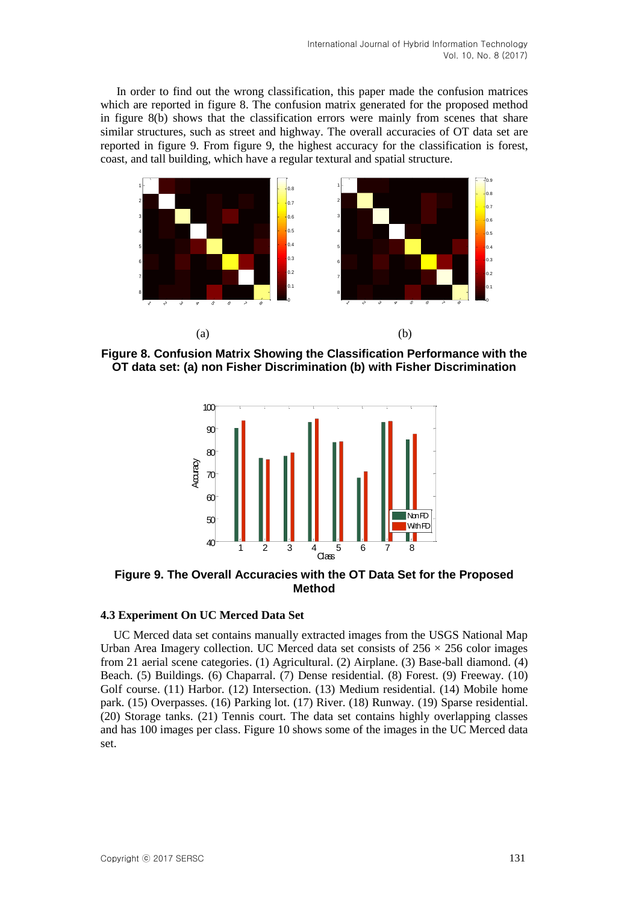In order to find out the wrong classification, this paper made the confusion matrices which are reported in figure 8. The confusion matrix generated for the proposed method in figure 8(b) shows that the classification errors were mainly from scenes that share similar structures, such as street and highway. The overall accuracies of OT data set are reported in figure 9. From figure 9, the highest accuracy for the classification is forest, coast, and tall building, which have a regular textural and spatial structure.

(a) (b)

**Figure 8. Confusion Matrix Showing the Classification Performance with the OT data set: (a) non Fisher Discrimination (b) with Fisher Discrimination**

**Figure 9. The Overall Accuracies with the OT Data Set for the Proposed Method**

### 4.3 Experiment On UC Merced Data Set

UC Merced data set contains manually extracted images from the USGS National Map Urban Area Imagery collection. UC Merced data set consists of 256 × 256 color images from 21 aerial scene categories. (1) Agricultural. (2) Airplane. (3) Base-ball diamond. (4) Beach. (5) Buildings. (6) Chaparral. (7) Dense residential. (8) Forest. (9) Freeway. (10) Golf course. (11) Harbor. (12) Intersection. (13) Medium residential. (14) Mobile home park. (15) Overpasses. (16) Parking lot. (17) River. (18) Runway. (19) Sparse residential. (20) Storage tanks. (21) Tennis court. The data set contains highly overlapping classes and has 100 images per class. Figure 10 shows some of the images in the UC Merced data set.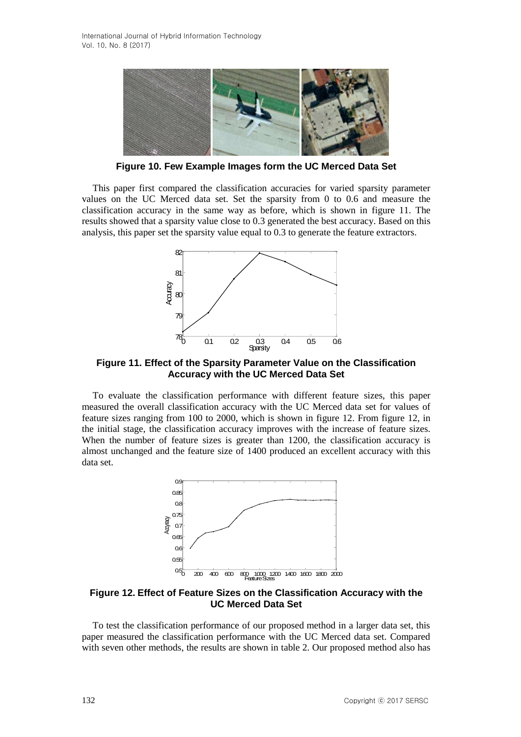**Figure 10. Few Example Images form the UC Merced Data Set**

This paper first compared the classification accuracies for varied sparsity parameter values on the UC Merced data set. Set the sparsity from 0 to 0.6 and measure the classification accuracy in the same way as before, which is shown in figure 11. The results showed that a sparsity value close to 0.3 generated the best accuracy. Based on this analysis, this paper set the sparsity value equal to 0.3 to generate the feature extractors.

**Figure 11. Effect of the Sparsity Parameter Value on the Classification Accuracy with the UC Merced Data Set**

To evaluate the classification performance with different feature sizes, this paper measured the overall classification accuracy with the UC Merced data set for values of feature sizes ranging from 100 to 2000, which is shown in figure 12. From figure 12, in the initial stage, the classification accuracy improves with the increase of feature sizes. When the number of feature sizes is greater than 1200, the classification accuracy is almost unchanged and the feature size of 1400 produced an excellent accuracy with this data set.

**Figure 12. Effect of Feature Sizes on the Classification Accuracy with the UC Merced Data Set**

To test the classification performance of our proposed method in a larger data set, this paper measured the classification performance with the UC Merced data set. Compared with seven other methods, the results are shown in table 2. Our proposed method also has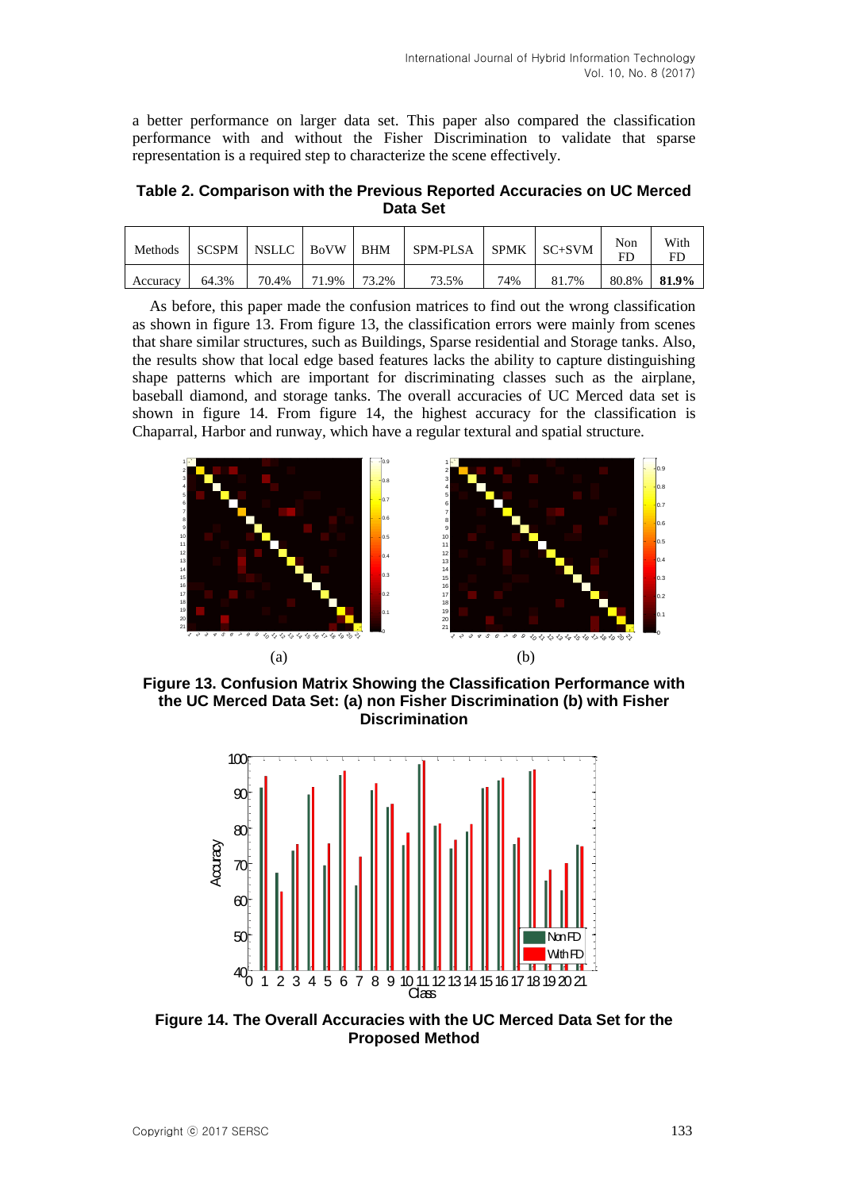a better performance on larger data set. This paper also compared the classification performance with and without the Fisher Discrimination to validate that sparse representation is a required step to characterize the scene effectively.

**Table 2. Comparison with the Previous Reported Accuracies on UC Merced Data Set**

| Methods | SCSPM | NSLLC | BoVW | BHM | SPM-PLSA | SPMK | SC+SVM | Non FD | With FD |
|---|---|---|---|---|---|---|---|---|---|
| Accuracy | 64.3% | 70.4% | 71.9% | 73.2% | 73.5% | 74% | 81.7% | 80.8% | **81.9%** |

As before, this paper made the confusion matrices to find out the wrong classification as shown in figure 13. From figure 13, the classification errors were mainly from scenes that share similar structures, such as Buildings, Sparse residential and Storage tanks. Also, the results show that local edge based features lacks the ability to capture distinguishing shape patterns which are important for discriminating classes such as the airplane, baseball diamond, and storage tanks. The overall accuracies of UC Merced data set is shown in figure 14. From figure 14, the highest accuracy for the classification is Chaparral, Harbor and runway, which have a regular textural and spatial structure.

(a) (b)

**Figure 13. Confusion Matrix Showing the Classification Performance with the UC Merced Data Set: (a) non Fisher Discrimination (b) with Fisher Discrimination**

**Figure 14. The Overall Accuracies with the UC Merced Data Set for the Proposed Method**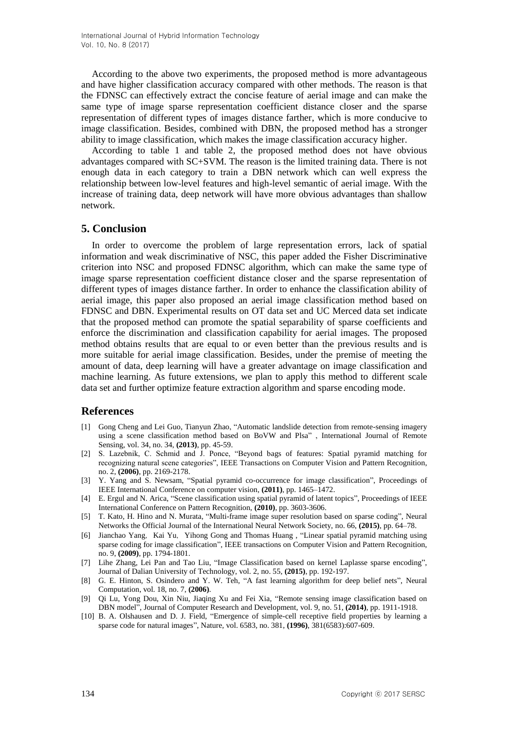According to the above two experiments, the proposed method is more advantageous and have higher classification accuracy compared with other methods. The reason is that the FDNSC can effectively extract the concise feature of aerial image and can make the same type of image sparse representation coefficient distance closer and the sparse representation of different types of images distance farther, which is more conducive to image classification. Besides, combined with DBN, the proposed method has a stronger ability to image classification, which makes the image classification accuracy higher.

According to table 1 and table 2, the proposed method does not have obvious advantages compared with SC+SVM. The reason is the limited training data. There is not enough data in each category to train a DBN network which can well express the relationship between low-level features and high-level semantic of aerial image. With the increase of training data, deep network will have more obvious advantages than shallow network.

## 5. Conclusion

In order to overcome the problem of large representation errors, lack of spatial information and weak discriminative of NSC, this paper added the Fisher Discriminative criterion into NSC and proposed FDNSC algorithm, which can make the same type of image sparse representation coefficient distance closer and the sparse representation of different types of images distance farther. In order to enhance the classification ability of aerial image, this paper also proposed an aerial image classification method based on FDNSC and DBN. Experimental results on OT data set and UC Merced data set indicate that the proposed method can promote the spatial separability of sparse coefficients and enforce the discrimination and classification capability for aerial images. The proposed method obtains results that are equal to or even better than the previous results and is more suitable for aerial image classification. Besides, under the premise of meeting the amount of data, deep learning will have a greater advantage on image classification and machine learning. As future extensions, we plan to apply this method to different scale data set and further optimize feature extraction algorithm and sparse encoding mode.

## References

[1] Gong Cheng and Lei Guo, Tianyun Zhao, "Automatic landslide detection from remote-sensing imagery using a scene classification method based on BoVW and Plsa" , International Journal of Remote Sensing, vol. 34, no. 34, **(2013)**, pp. 45-59.

[2] S. Lazebnik, C. Schmid and J. Ponce, "Beyond bags of features: Spatial pyramid matching for recognizing natural scene categories", IEEE Transactions on Computer Vision and Pattern Recognition, no. 2, **(2006)**, pp. 2169-2178.

[3] Y. Yang and S. Newsam, "Spatial pyramid co-occurrence for image classification", Proceedings of IEEE International Conference on computer vision, **(2011)**, pp. 1465–1472.

[4] E. Ergul and N. Arica, "Scene classification using spatial pyramid of latent topics", Proceedings of IEEE International Conference on Pattern Recognition, **(2010)**, pp. 3603-3606.

[5] T. Kato, H. Hino and N. Murata, "Multi-frame image super resolution based on sparse coding", Neural Networks the Official Journal of the International Neural Network Society, no. 66, **(2015)**, pp. 64–78.

[6] Jianchao Yang, Kai Yu, Yihong Gong and Thomas Huang , "Linear spatial pyramid matching using sparse coding for image classification", IEEE transactions on Computer Vision and Pattern Recognition, no. 9, **(2009)**, pp. 1794-1801.

[7] Lihe Zhang, Lei Pan and Tao Liu, "Image Classification based on kernel Laplasse sparse encoding", Journal of Dalian University of Technology, vol. 2, no. 55, **(2015)**, pp. 192-197.

[8] G. E. Hinton, S. Osindero and Y. W. Teh, "A fast learning algorithm for deep belief nets", Neural Computation, vol. 18, no. 7, **(2006)**.

[9] Qi Lu, Yong Dou, Xin Niu, Jiaqing Xu and Fei Xia, "Remote sensing image classification based on DBN model", Journal of Computer Research and Development, vol. 9, no. 51, **(2014)**, pp. 1911-1918.

[10] B. A. Olshausen and D. J. Field, "Emergence of simple-cell receptive field properties by learning a sparse code for natural images", Nature, vol. 6583, no. 381, **(1996)**, 381(6583):607-609.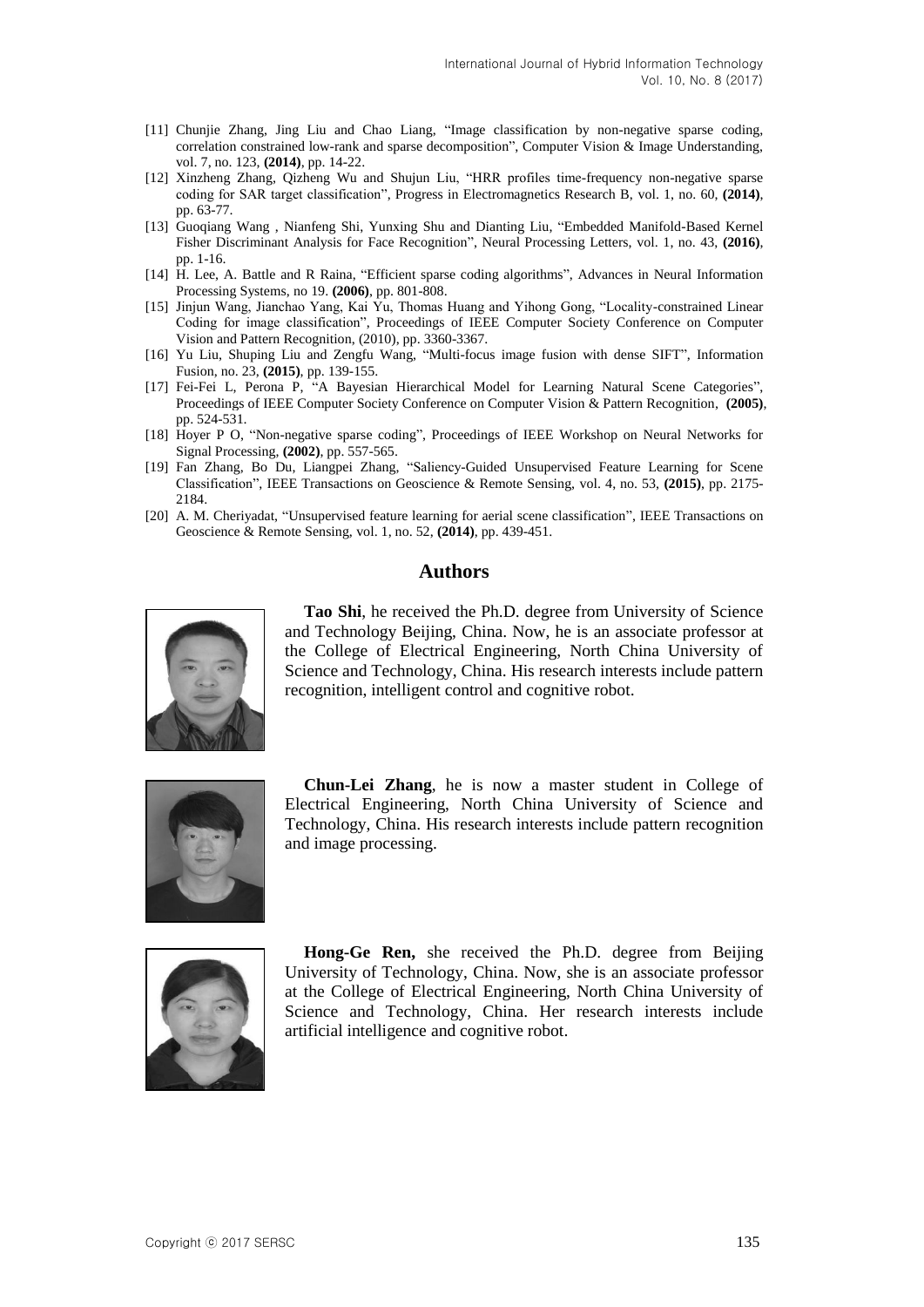[11] Chunjie Zhang, Jing Liu and Chao Liang, "Image classification by non-negative sparse coding, correlation constrained low-rank and sparse decomposition", Computer Vision & Image Understanding, vol. 7, no. 123, **(2014)**, pp. 14-22.

[12] Xinzheng Zhang, Qizheng Wu and Shujun Liu, "HRR profiles time-frequency non-negative sparse coding for SAR target classification", Progress in Electromagnetics Research B, vol. 1, no. 60, **(2014)**, pp. 63-77.

[13] Guoqiang Wang , Nianfeng Shi, Yunxing Shu and Dianting Liu, "Embedded Manifold-Based Kernel Fisher Discriminant Analysis for Face Recognition", Neural Processing Letters, vol. 1, no. 43, **(2016)**, pp. 1-16.

[14] H. Lee, A. Battle and R Raina, "Efficient sparse coding algorithms", Advances in Neural Information Processing Systems, no 19. **(2006)**, pp. 801-808.

[15] Jinjun Wang, Jianchao Yang, Kai Yu, Thomas Huang and Yihong Gong, "Locality-constrained Linear Coding for image classification", Proceedings of IEEE Computer Society Conference on Computer Vision and Pattern Recognition, (2010), pp. 3360-3367.

[16] Yu Liu, Shuping Liu and Zengfu Wang, "Multi-focus image fusion with dense SIFT", Information Fusion, no. 23, **(2015)**, pp. 139-155.

[17] Fei-Fei L, Perona P, "A Bayesian Hierarchical Model for Learning Natural Scene Categories", Proceedings of IEEE Computer Society Conference on Computer Vision & Pattern Recognition, **(2005)**, pp. 524-531.

[18] Hoyer P O, "Non-negative sparse coding", Proceedings of IEEE Workshop on Neural Networks for Signal Processing, **(2002)**, pp. 557-565.

[19] Fan Zhang, Bo Du, Liangpei Zhang, "Saliency-Guided Unsupervised Feature Learning for Scene Classification", IEEE Transactions on Geoscience & Remote Sensing, vol. 4, no. 53, **(2015)**, pp. 2175-2184.

[20] A. M. Cheriyadat, "Unsupervised feature learning for aerial scene classification", IEEE Transactions on Geoscience & Remote Sensing, vol. 1, no. 52, **(2014)**, pp. 439-451.

## Authors

**Tao Shi**, he received the Ph.D. degree from University of Science and Technology Beijing, China. Now, he is an associate professor at the College of Electrical Engineering, North China University of Science and Technology, China. His research interests include pattern recognition, intelligent control and cognitive robot.

**Chun-Lei Zhang**, he is now a master student in College of Electrical Engineering, North China University of Science and Technology, China. His research interests include pattern recognition and image processing.

**Hong-Ge Ren,** she received the Ph.D. degree from Beijing University of Technology, China. Now, she is an associate professor at the College of Electrical Engineering, North China University of Science and Technology, China. Her research interests include artificial intelligence and cognitive robot.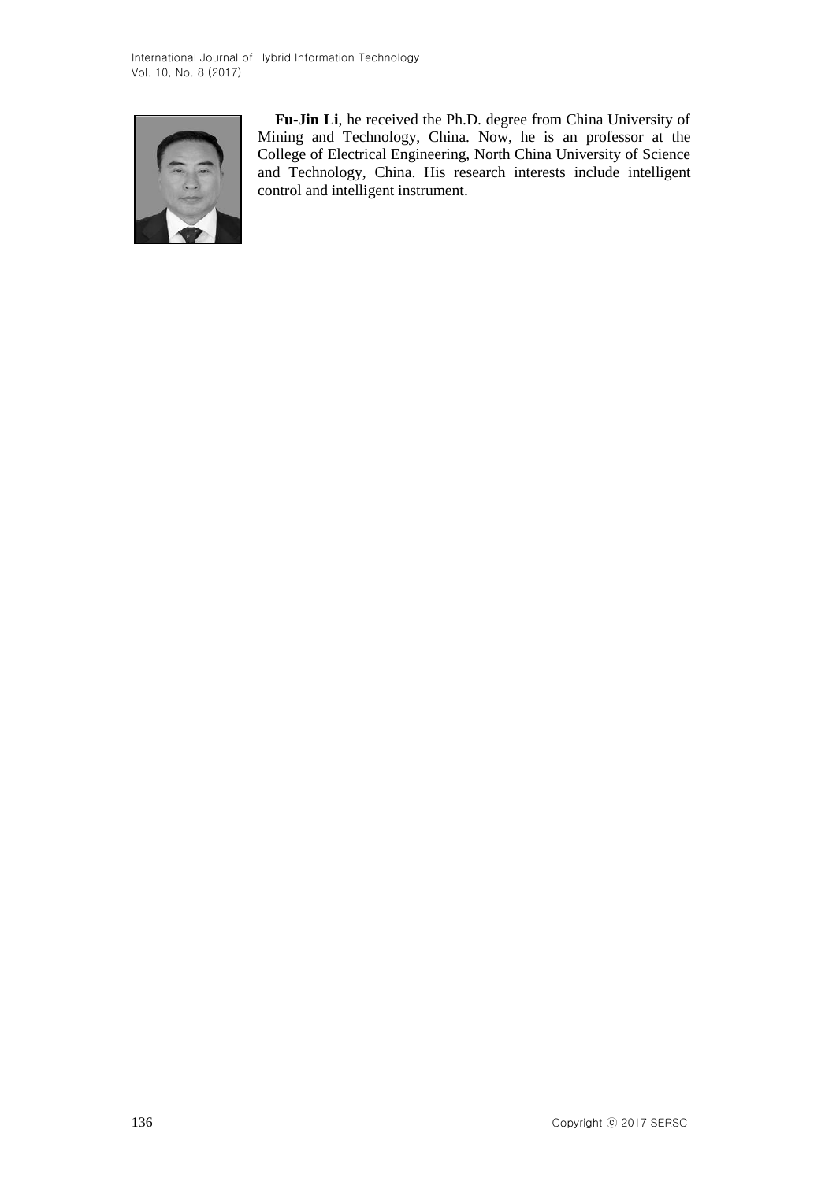**Fu-Jin Li**, he received the Ph.D. degree from China University of Mining and Technology, China. Now, he is an professor at the College of Electrical Engineering, North China University of Science and Technology, China. His research interests include intelligent control and intelligent instrument.